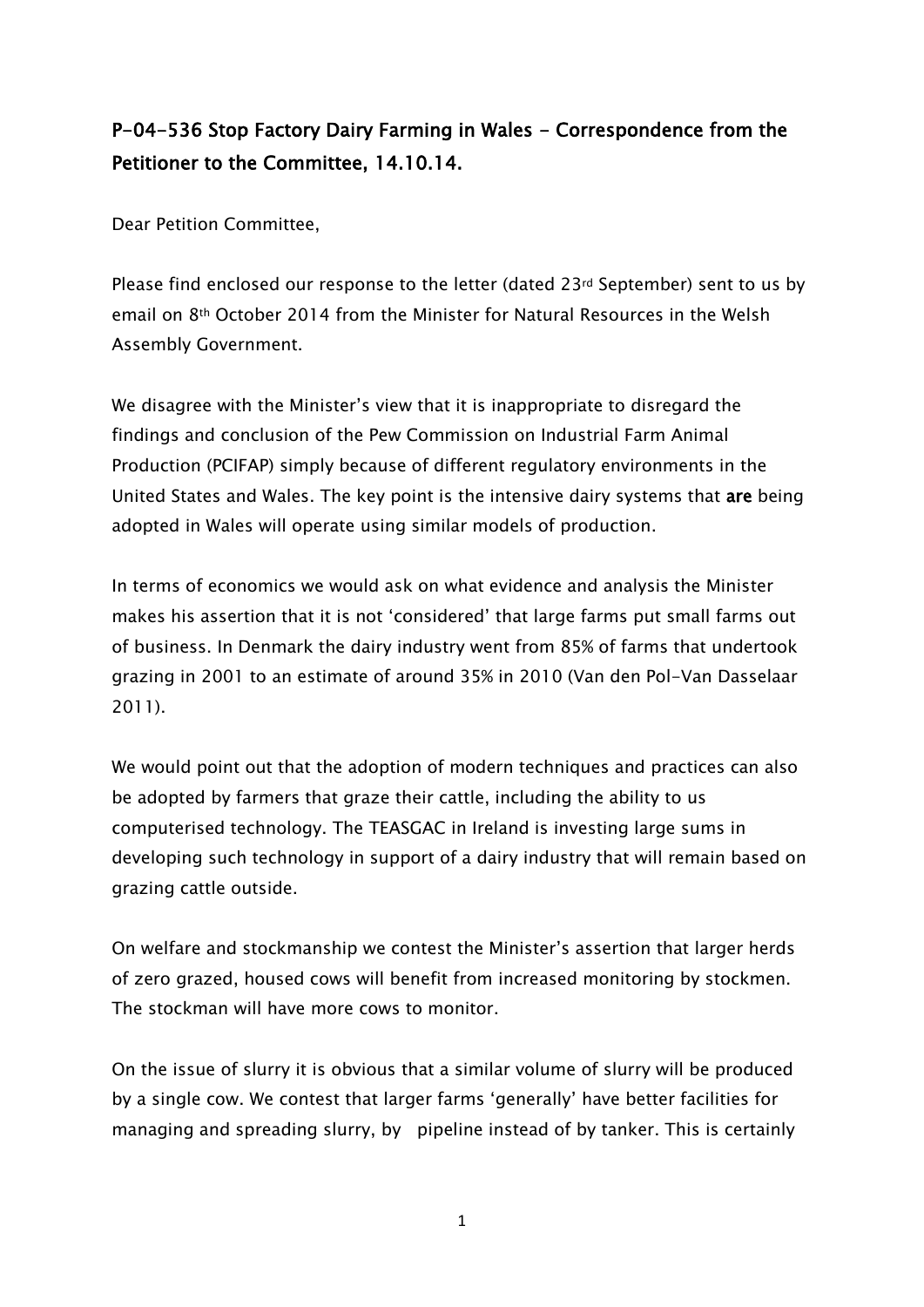# P-04-536 Stop Factory Dairy Farming in Wales - Correspondence from the Petitioner to the Committee, 14.10.14.

Dear Petition Committee,

Please find enclosed our response to the letter (dated 23rd September) sent to us by email on 8th October 2014 from the Minister for Natural Resources in the Welsh Assembly Government.

We disagree with the Minister's view that it is inappropriate to disregard the findings and conclusion of the Pew Commission on Industrial Farm Animal Production (PCIFAP) simply because of different regulatory environments in the United States and Wales. The key point is the intensive dairy systems that **are** being adopted in Wales will operate using similar models of production.

In terms of economics we would ask on what evidence and analysis the Minister makes his assertion that it is not 'considered' that large farms put small farms out of business. In Denmark the dairy industry went from 85% of farms that undertook grazing in 2001 to an estimate of around 35% in 2010 (Van den Pol-Van Dasselaar 2011).

We would point out that the adoption of modern techniques and practices can also be adopted by farmers that graze their cattle, including the ability to us computerised technology. The TEASGAC in Ireland is investing large sums in developing such technology in support of a dairy industry that will remain based on grazing cattle outside.

On welfare and stockmanship we contest the Minister's assertion that larger herds of zero grazed, housed cows will benefit from increased monitoring by stockmen. The stockman will have more cows to monitor.

On the issue of slurry it is obvious that a similar volume of slurry will be produced by a single cow. We contest that larger farms 'generally' have better facilities for managing and spreading slurry, by pipeline instead of by tanker. This is certainly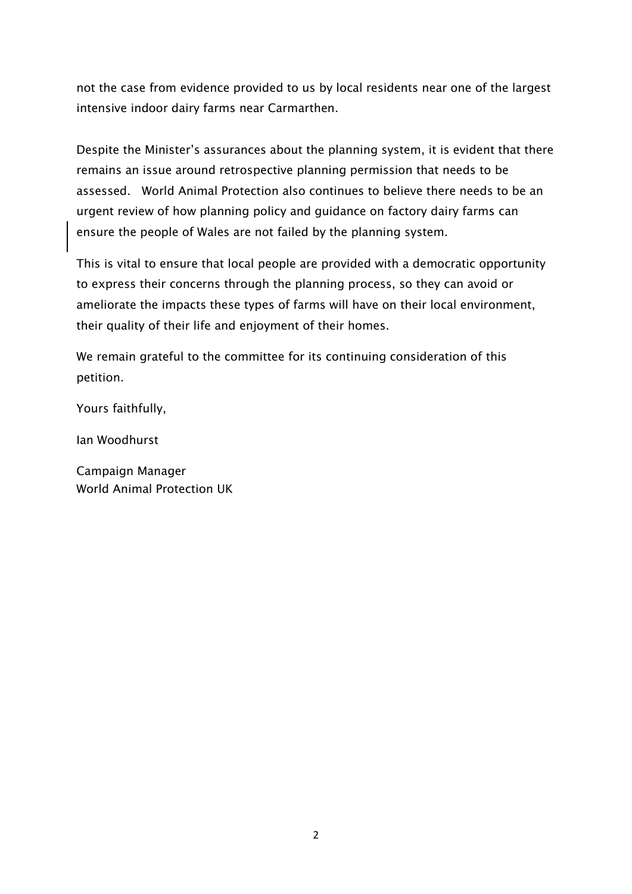not the case from evidence provided to us by local residents near one of the largest intensive indoor dairy farms near Carmarthen.

Despite the Minister's assurances about the planning system, it is evident that there remains an issue around retrospective planning permission that needs to be assessed. World Animal Protection also continues to believe there needs to be an urgent review of how planning policy and guidance on factory dairy farms can ensure the people of Wales are not failed by the planning system.

This is vital to ensure that local people are provided with a democratic opportunity to express their concerns through the planning process, so they can avoid or ameliorate the impacts these types of farms will have on their local environment, their quality of their life and enjoyment of their homes.

We remain grateful to the committee for its continuing consideration of this petition.

Yours faithfully,

Ian Woodhurst

Campaign Manager  
World Animal Protection UK